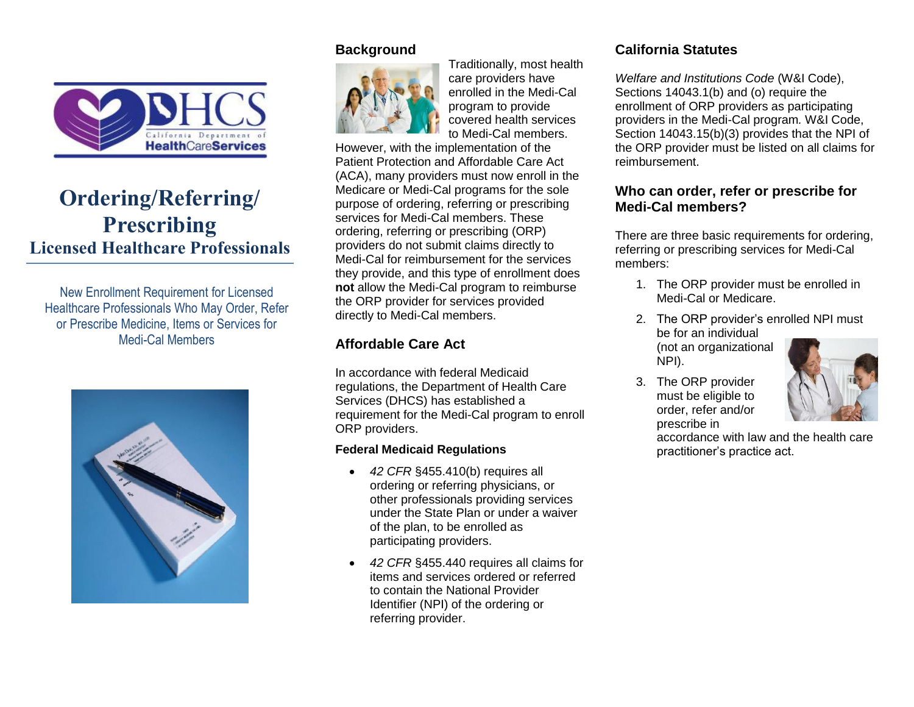DHCS California Department of HealthCareServices

# Ordering/Referring/ Prescribing

## Licensed Healthcare Professionals

New Enrollment Requirement for Licensed Healthcare Professionals Who May Order, Refer or Prescribe Medicine, Items or Services for Medi-Cal Members

### Background

Traditionally, most health care providers have enrolled in the Medi-Cal program to provide covered health services to Medi-Cal members. However, with the implementation of the Patient Protection and Affordable Care Act (ACA), many providers must now enroll in the Medicare or Medi-Cal programs for the sole purpose of ordering, referring or prescribing services for Medi-Cal members. These ordering, referring or prescribing (ORP) providers do not submit claims directly to Medi-Cal for reimbursement for the services they provide, and this type of enrollment does **not** allow the Medi-Cal program to reimburse the ORP provider for services provided directly to Medi-Cal members.

### Affordable Care Act

In accordance with federal Medicaid regulations, the Department of Health Care Services (DHCS) has established a requirement for the Medi-Cal program to enroll ORP providers.

#### Federal Medicaid Regulations

- *42 CFR* §455.410(b) requires all ordering or referring physicians, or other professionals providing services under the State Plan or under a waiver of the plan, to be enrolled as participating providers.
- *42 CFR* §455.440 requires all claims for items and services ordered or referred to contain the National Provider Identifier (NPI) of the ordering or referring provider.

### California Statutes

*Welfare and Institutions Code* (W&I Code), Sections 14043.1(b) and (o) require the enrollment of ORP providers as participating providers in the Medi-Cal program. W&I Code, Section 14043.15(b)(3) provides that the NPI of the ORP provider must be listed on all claims for reimbursement.

### Who can order, refer or prescribe for Medi-Cal members?

There are three basic requirements for ordering, referring or prescribing services for Medi-Cal members:

1. The ORP provider must be enrolled in Medi-Cal or Medicare.
2. The ORP provider's enrolled NPI must be for an individual (not an organizational NPI).
3. The ORP provider must be eligible to order, refer and/or prescribe in accordance with law and the health care practitioner's practice act.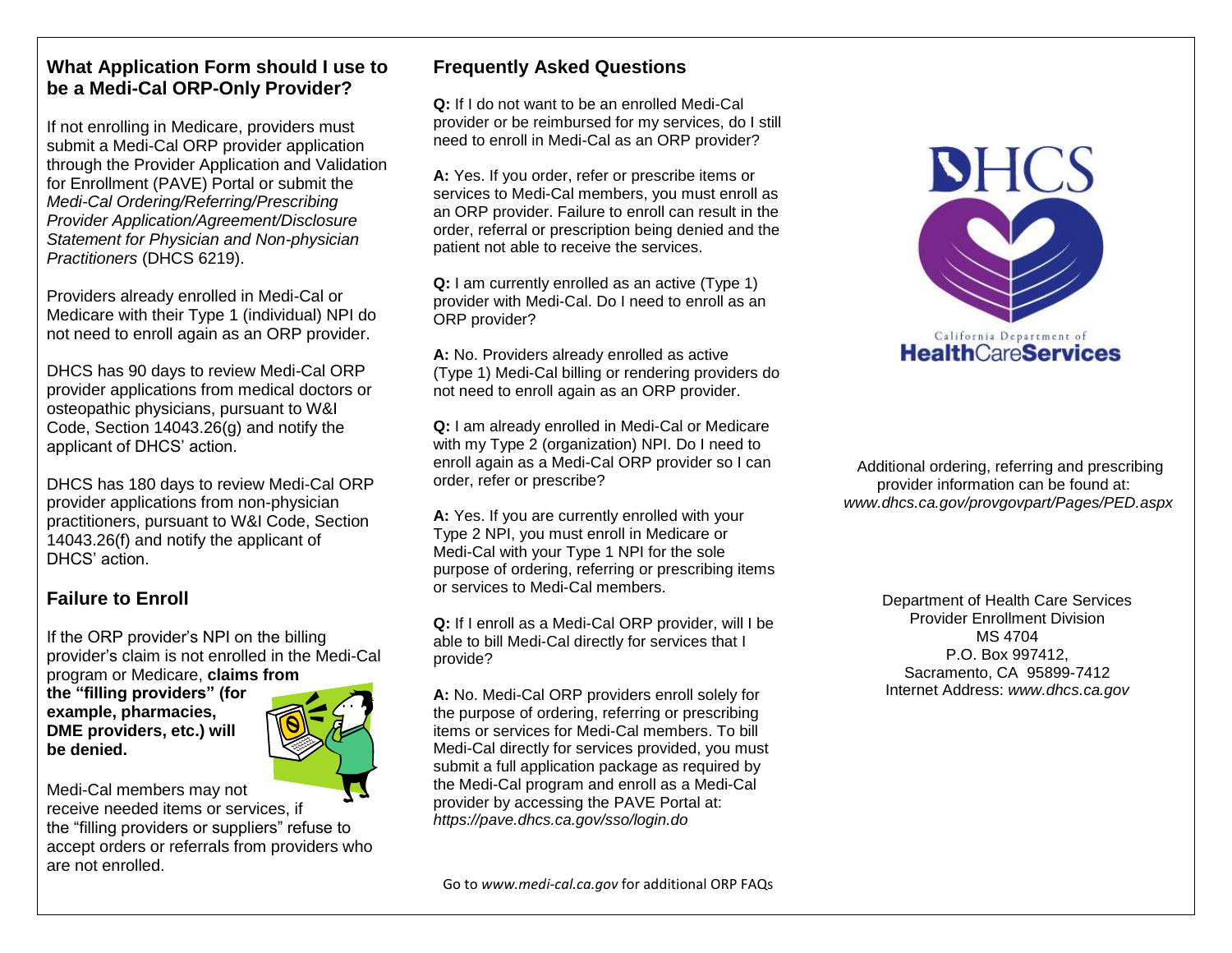## What Application Form should I use to be a Medi-Cal ORP-Only Provider?

If not enrolling in Medicare, providers must submit a Medi-Cal ORP provider application through the Provider Application and Validation for Enrollment (PAVE) Portal or submit the *Medi-Cal Ordering/Referring/Prescribing Provider Application/Agreement/Disclosure Statement for Physician and Non-physician Practitioners* (DHCS 6219).

Providers already enrolled in Medi-Cal or Medicare with their Type 1 (individual) NPI do not need to enroll again as an ORP provider.

DHCS has 90 days to review Medi-Cal ORP provider applications from medical doctors or osteopathic physicians, pursuant to W&I Code, Section 14043.26(g) and notify the applicant of DHCS' action.

DHCS has 180 days to review Medi-Cal ORP provider applications from non-physician practitioners, pursuant to W&I Code, Section 14043.26(f) and notify the applicant of DHCS' action.

## Failure to Enroll

If the ORP provider's NPI on the billing provider's claim is not enrolled in the Medi-Cal program or Medicare, **claims from the "filling providers" (for example, pharmacies, DME providers, etc.) will be denied.**

Medi-Cal members may not receive needed items or services, if the "filling providers or suppliers" refuse to accept orders or referrals from providers who are not enrolled.

## Frequently Asked Questions

**Q:** If I do not want to be an enrolled Medi-Cal provider or be reimbursed for my services, do I still need to enroll in Medi-Cal as an ORP provider?

**A:** Yes. If you order, refer or prescribe items or services to Medi-Cal members, you must enroll as an ORP provider. Failure to enroll can result in the order, referral or prescription being denied and the patient not able to receive the services.

**Q:** I am currently enrolled as an active (Type 1) provider with Medi-Cal. Do I need to enroll as an ORP provider?

**A:** No. Providers already enrolled as active (Type 1) Medi-Cal billing or rendering providers do not need to enroll again as an ORP provider.

**Q:** I am already enrolled in Medi-Cal or Medicare with my Type 2 (organization) NPI. Do I need to enroll again as a Medi-Cal ORP provider so I can order, refer or prescribe?

**A:** Yes. If you are currently enrolled with your Type 2 NPI, you must enroll in Medicare or Medi-Cal with your Type 1 NPI for the sole purpose of ordering, referring or prescribing items or services to Medi-Cal members.

**Q:** If I enroll as a Medi-Cal ORP provider, will I be able to bill Medi-Cal directly for services that I provide?

**A:** No. Medi-Cal ORP providers enroll solely for the purpose of ordering, referring or prescribing items or services for Medi-Cal members. To bill Medi-Cal directly for services provided, you must submit a full application package as required by the Medi-Cal program and enroll as a Medi-Cal provider by accessing the PAVE Portal at: *https://pave.dhcs.ca.gov/sso/login.do*

Go to *www.medi-cal.ca.gov* for additional ORP FAQs

DHCS
California Department of HealthCareServices

Additional ordering, referring and prescribing provider information can be found at: *www.dhcs.ca.gov/provgovpart/Pages/PED.aspx*

Department of Health Care Services
Provider Enrollment Division
MS 4704
P.O. Box 997412,
Sacramento, CA 95899-7412
Internet Address: *www.dhcs.ca.gov*